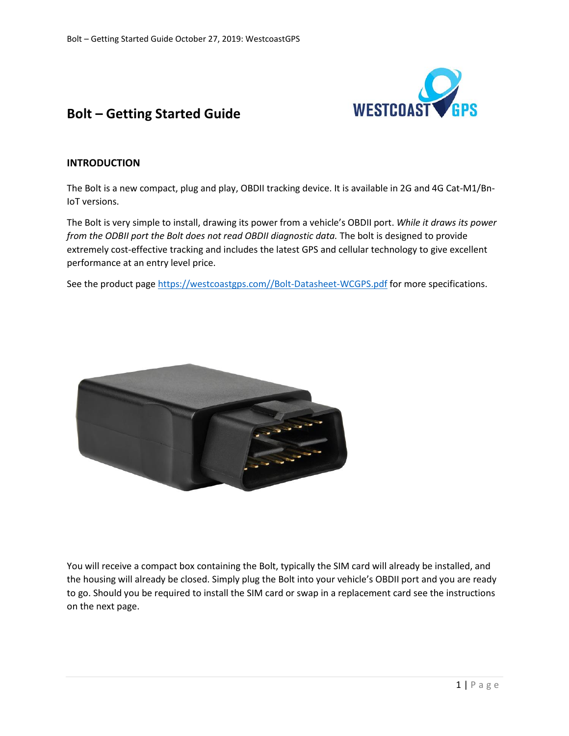# Bolt – Getting Started Guide

## INTRODUCTION

The Bolt is a new compact, plug and play, OBDII tracking device. It is available in 2G and 4G Cat-M1/Bn-IoT versions.

The Bolt is very simple to install, drawing its power from a vehicle's OBDII port. *While it draws its power from the ODBII port the Bolt does not read OBDII diagnostic data.* The bolt is designed to provide extremely cost-effective tracking and includes the latest GPS and cellular technology to give excellent performance at an entry level price.

See the product page [https://westcoastgps.com//Bolt-Datasheet-WCGPS.pdf](https://westcoastgps.com//Bolt-Datasheet-WCGPS.pdf) for more specifications.

You will receive a compact box containing the Bolt, typically the SIM card will already be installed, and the housing will already be closed. Simply plug the Bolt into your vehicle's OBDII port and you are ready to go. Should you be required to install the SIM card or swap in a replacement card see the instructions on the next page.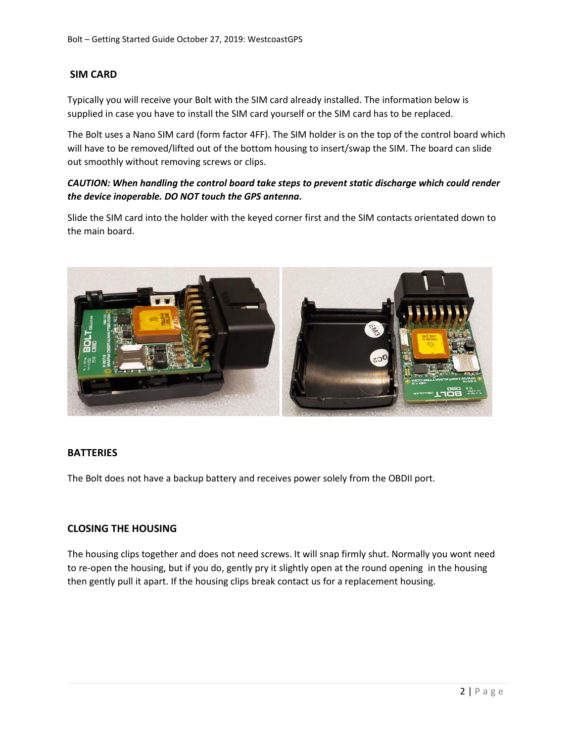## SIM CARD

Typically you will receive your Bolt with the SIM card already installed. The information below is supplied in case you have to install the SIM card yourself or the SIM card has to be replaced.

The Bolt uses a Nano SIM card (form factor 4FF). The SIM holder is on the top of the control board which will have to be removed/lifted out of the bottom housing to insert/swap the SIM. The board can slide out smoothly without removing screws or clips.

***CAUTION: When handling the control board take steps to prevent static discharge which could render the device inoperable. DO NOT touch the GPS antenna.***

Slide the SIM card into the holder with the keyed corner first and the SIM contacts orientated down to the main board.

## BATTERIES

The Bolt does not have a backup battery and receives power solely from the OBDII port.

## CLOSING THE HOUSING

The housing clips together and does not need screws. It will snap firmly shut. Normally you wont need to re-open the housing, but if you do, gently pry it slightly open at the round opening in the housing then gently pull it apart. If the housing clips break contact us for a replacement housing.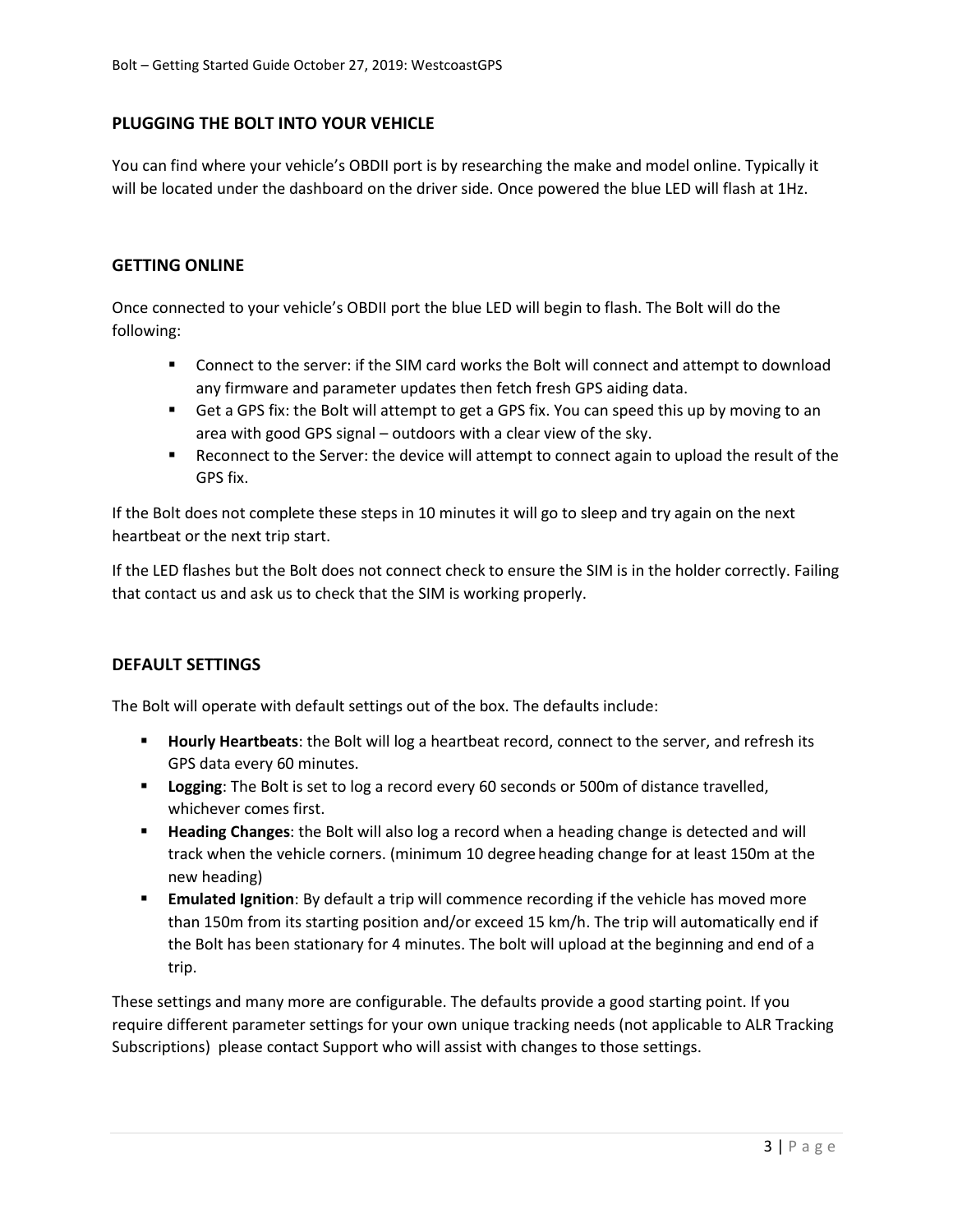## PLUGGING THE BOLT INTO YOUR VEHICLE

You can find where your vehicle's OBDII port is by researching the make and model online. Typically it will be located under the dashboard on the driver side. Once powered the blue LED will flash at 1Hz.

## GETTING ONLINE

Once connected to your vehicle's OBDII port the blue LED will begin to flash. The Bolt will do the following:

- Connect to the server: if the SIM card works the Bolt will connect and attempt to download any firmware and parameter updates then fetch fresh GPS aiding data.
- Get a GPS fix: the Bolt will attempt to get a GPS fix. You can speed this up by moving to an area with good GPS signal – outdoors with a clear view of the sky.
- Reconnect to the Server: the device will attempt to connect again to upload the result of the GPS fix.

If the Bolt does not complete these steps in 10 minutes it will go to sleep and try again on the next heartbeat or the next trip start.

If the LED flashes but the Bolt does not connect check to ensure the SIM is in the holder correctly. Failing that contact us and ask us to check that the SIM is working properly.

## DEFAULT SETTINGS

The Bolt will operate with default settings out of the box. The defaults include:

- **Hourly Heartbeats**: the Bolt will log a heartbeat record, connect to the server, and refresh its GPS data every 60 minutes.
- **Logging**: The Bolt is set to log a record every 60 seconds or 500m of distance travelled, whichever comes first.
- **Heading Changes**: the Bolt will also log a record when a heading change is detected and will track when the vehicle corners. (minimum 10 degree heading change for at least 150m at the new heading)
- **Emulated Ignition**: By default a trip will commence recording if the vehicle has moved more than 150m from its starting position and/or exceed 15 km/h. The trip will automatically end if the Bolt has been stationary for 4 minutes. The bolt will upload at the beginning and end of a trip.

These settings and many more are configurable. The defaults provide a good starting point. If you require different parameter settings for your own unique tracking needs (not applicable to ALR Tracking Subscriptions) please contact Support who will assist with changes to those settings.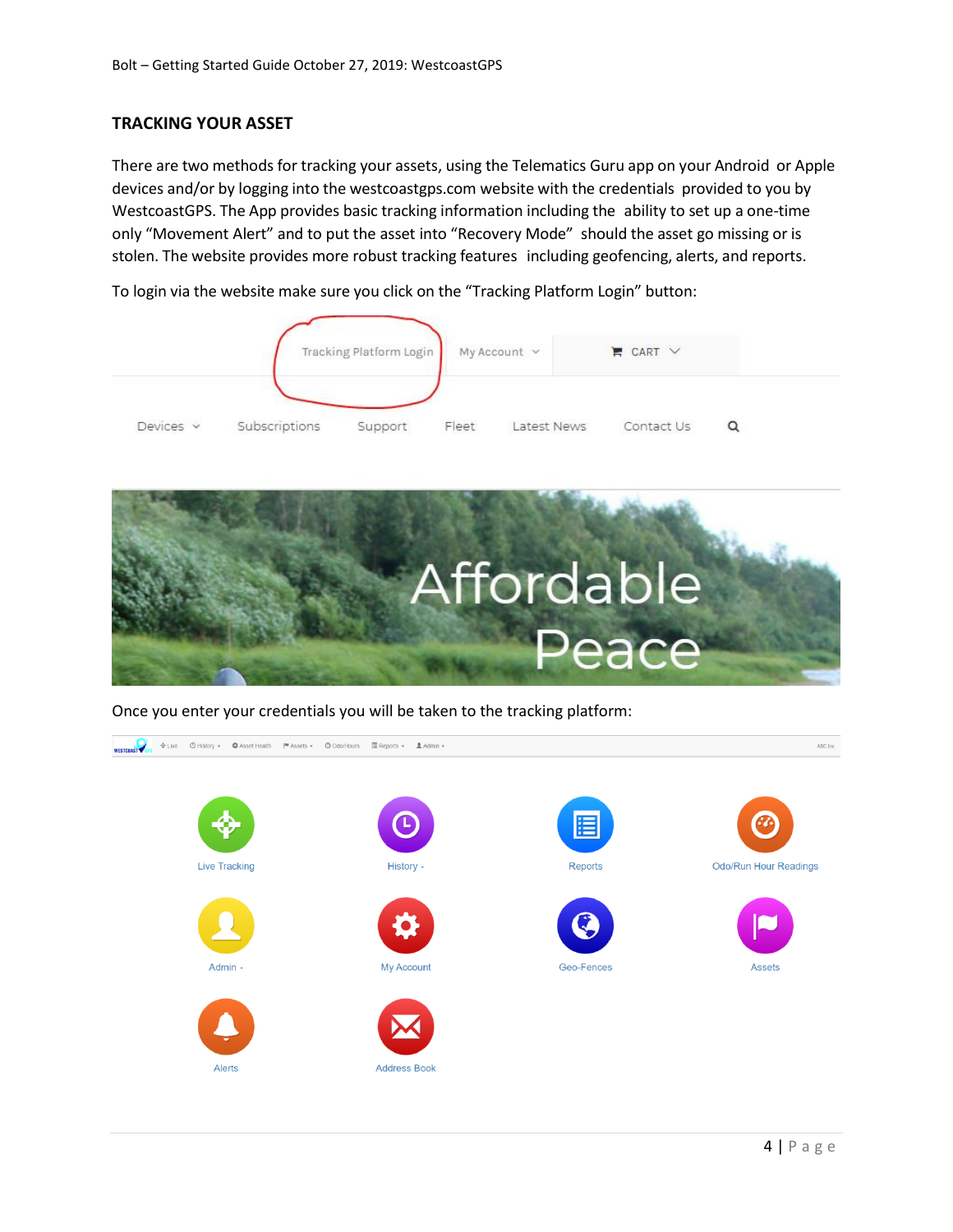## TRACKING YOUR ASSET

There are two methods for tracking your assets, using the Telematics Guru app on your Android or Apple devices and/or by logging into the westcoastgps.com website with the credentials provided to you by WestcoastGPS. The App provides basic tracking information including the ability to set up a one-time only “Movement Alert” and to put the asset into “Recovery Mode” should the asset go missing or is stolen. The website provides more robust tracking features including geofencing, alerts, and reports.

To login via the website make sure you click on the “Tracking Platform Login” button:

Once you enter your credentials you will be taken to the tracking platform: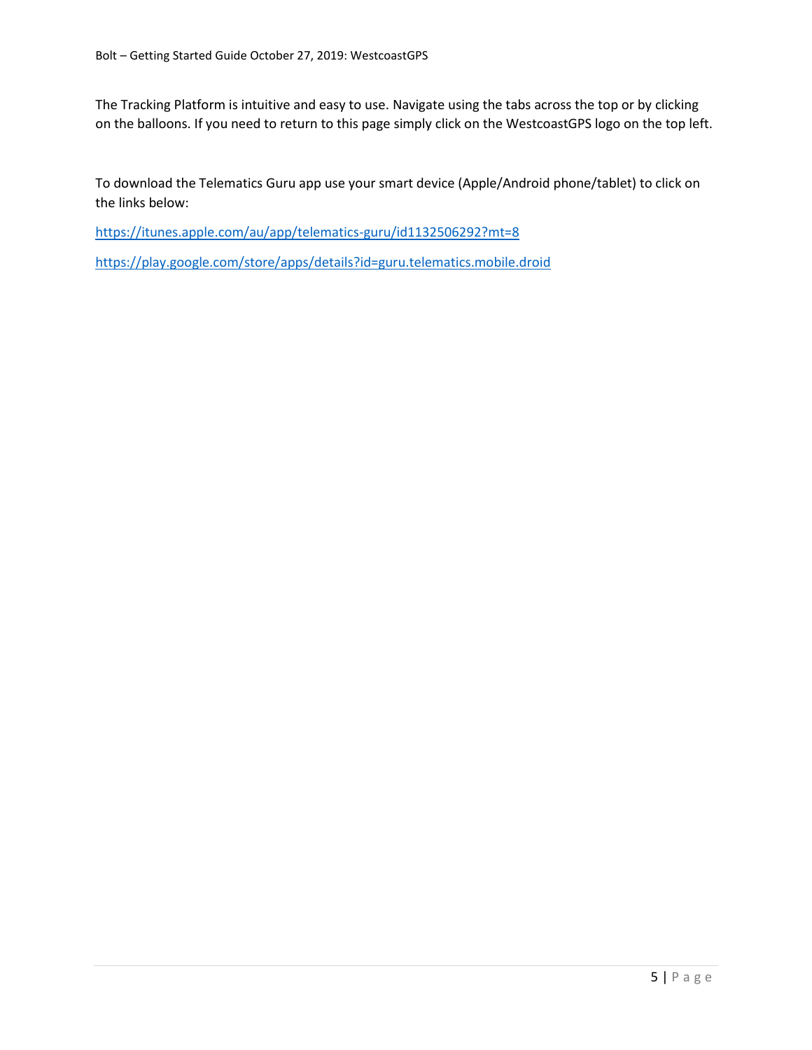The Tracking Platform is intuitive and easy to use. Navigate using the tabs across the top or by clicking on the balloons. If you need to return to this page simply click on the WestcoastGPS logo on the top left.

To download the Telematics Guru app use your smart device (Apple/Android phone/tablet) to click on the links below:

https://itunes.apple.com/au/app/telematics-guru/id1132506292?mt=8

https://play.google.com/store/apps/details?id=guru.telematics.mobile.droid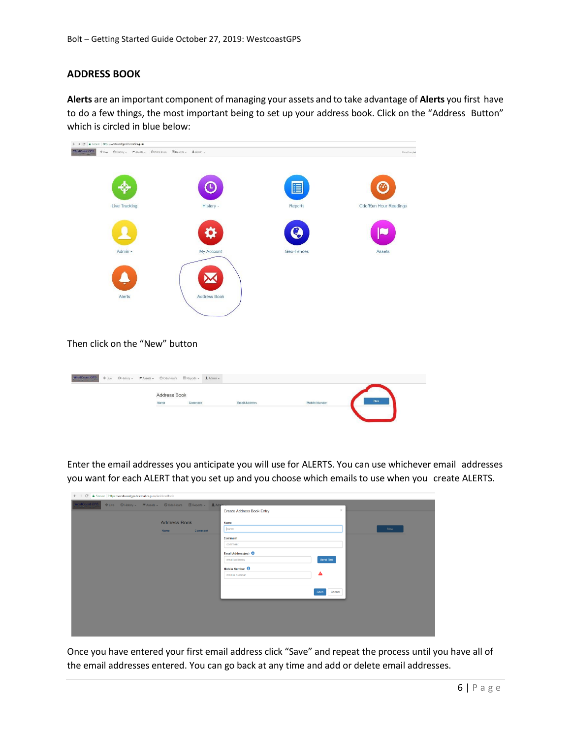## ADDRESS BOOK

**Alerts** are an important component of managing your assets and to take advantage of **Alerts** you first have to do a few things, the most important being to set up your address book. Click on the "Address Button" which is circled in blue below:

Then click on the "New" button

Enter the email addresses you anticipate you will use for ALERTS. You can use whichever email addresses you want for each ALERT that you set up and you choose which emails to use when you create ALERTS.

Once you have entered your first email address click "Save" and repeat the process until you have all of the email addresses entered. You can go back at any time and add or delete email addresses.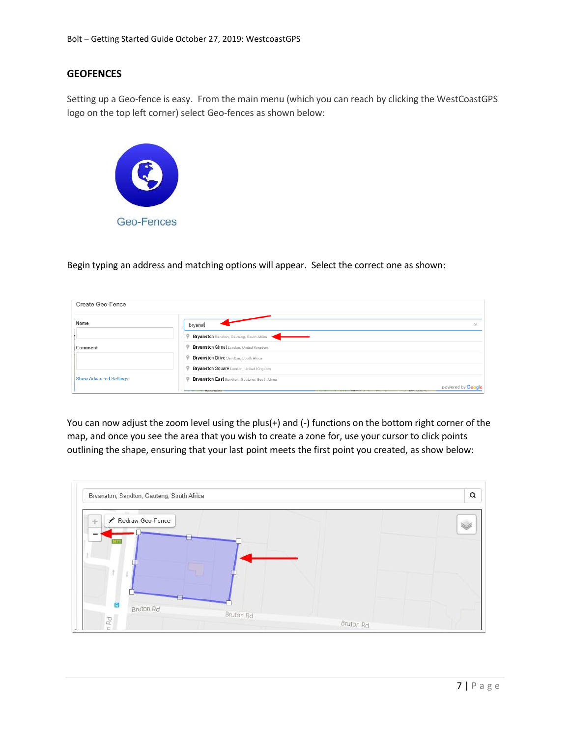## GEOFENCES

Setting up a Geo-fence is easy. From the main menu (which you can reach by clicking the WestCoastGPS logo on the top left corner) select Geo-fences as shown below:

Begin typing an address and matching options will appear. Select the correct one as shown:

You can now adjust the zoom level using the plus(+) and (-) functions on the bottom right corner of the map, and once you see the area that you wish to create a zone for, use your cursor to click points outlining the shape, ensuring that your last point meets the first point you created, as show below: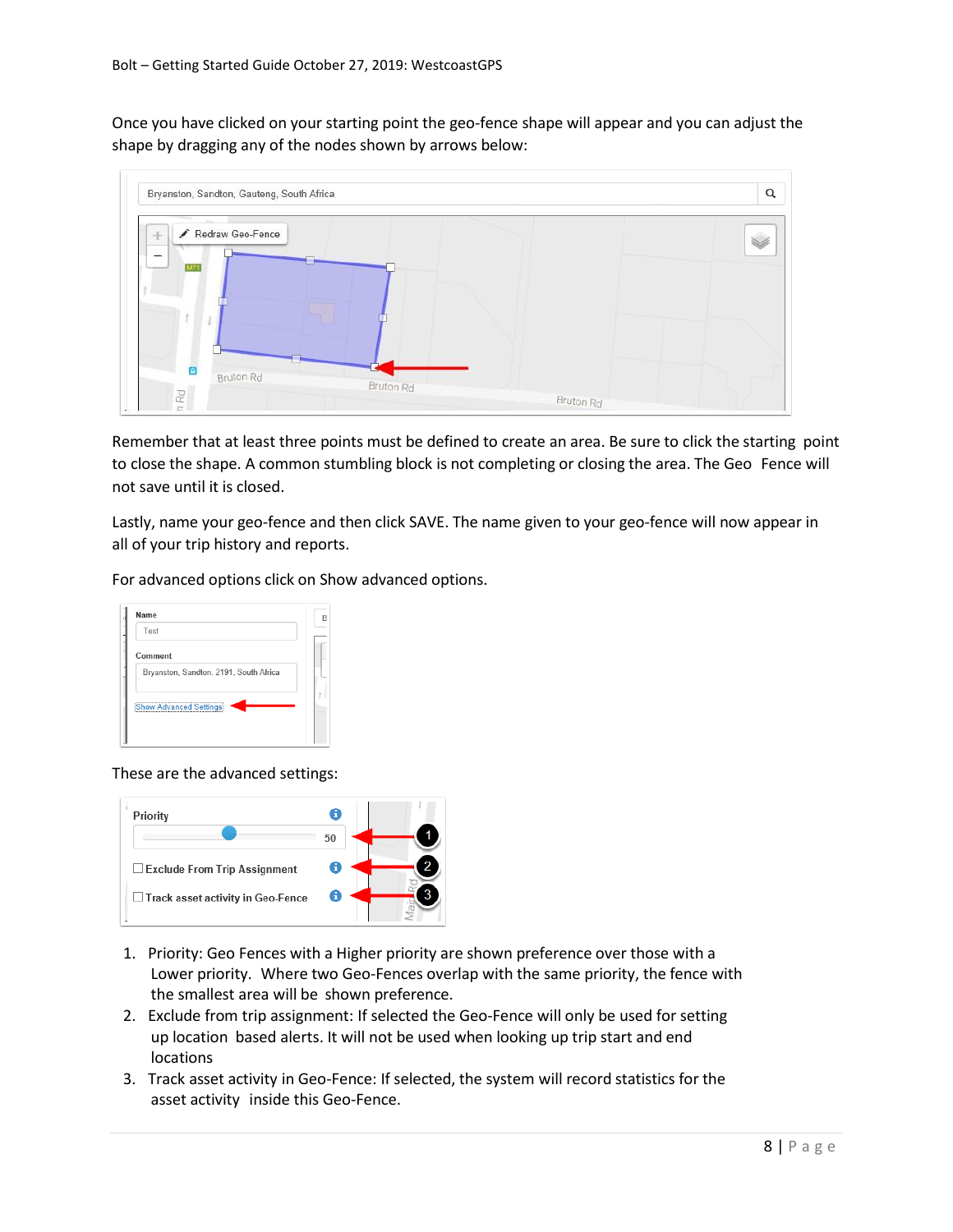Once you have clicked on your starting point the geo-fence shape will appear and you can adjust the shape by dragging any of the nodes shown by arrows below:

Remember that at least three points must be defined to create an area. Be sure to click the starting point to close the shape. A common stumbling block is not completing or closing the area. The Geo Fence will not save until it is closed.

Lastly, name your geo-fence and then click SAVE. The name given to your geo-fence will now appear in all of your trip history and reports.

For advanced options click on Show advanced options.

These are the advanced settings:

1. Priority: Geo Fences with a Higher priority are shown preference over those with a Lower priority. Where two Geo-Fences overlap with the same priority, the fence with the smallest area will be shown preference.
2. Exclude from trip assignment: If selected the Geo-Fence will only be used for setting up location based alerts. It will not be used when looking up trip start and end locations
3. Track asset activity in Geo-Fence: If selected, the system will record statistics for the asset activity inside this Geo-Fence.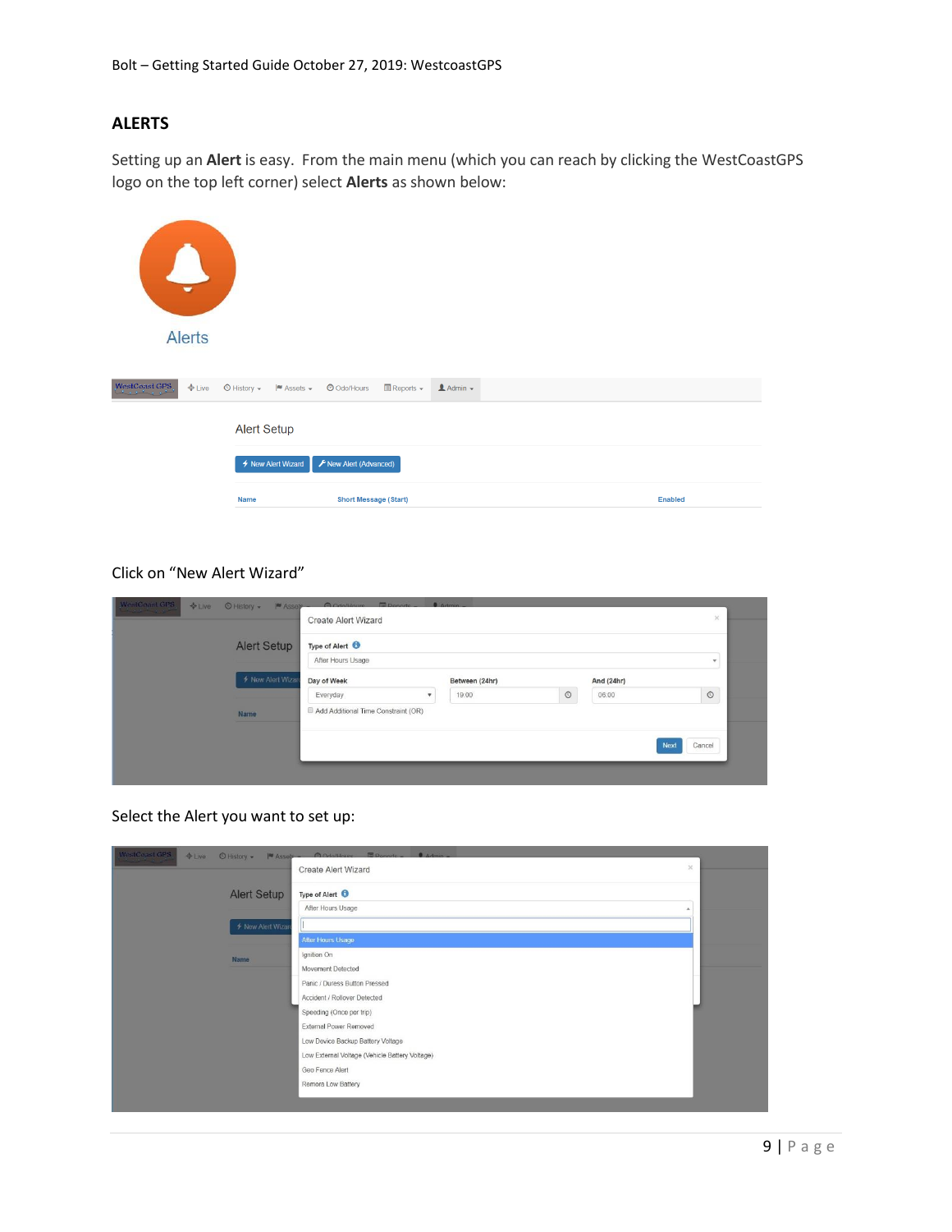## ALERTS

Setting up an **Alert** is easy. From the main menu (which you can reach by clicking the WestCoastGPS logo on the top left corner) select **Alerts** as shown below:

Click on "New Alert Wizard"

Select the Alert you want to set up: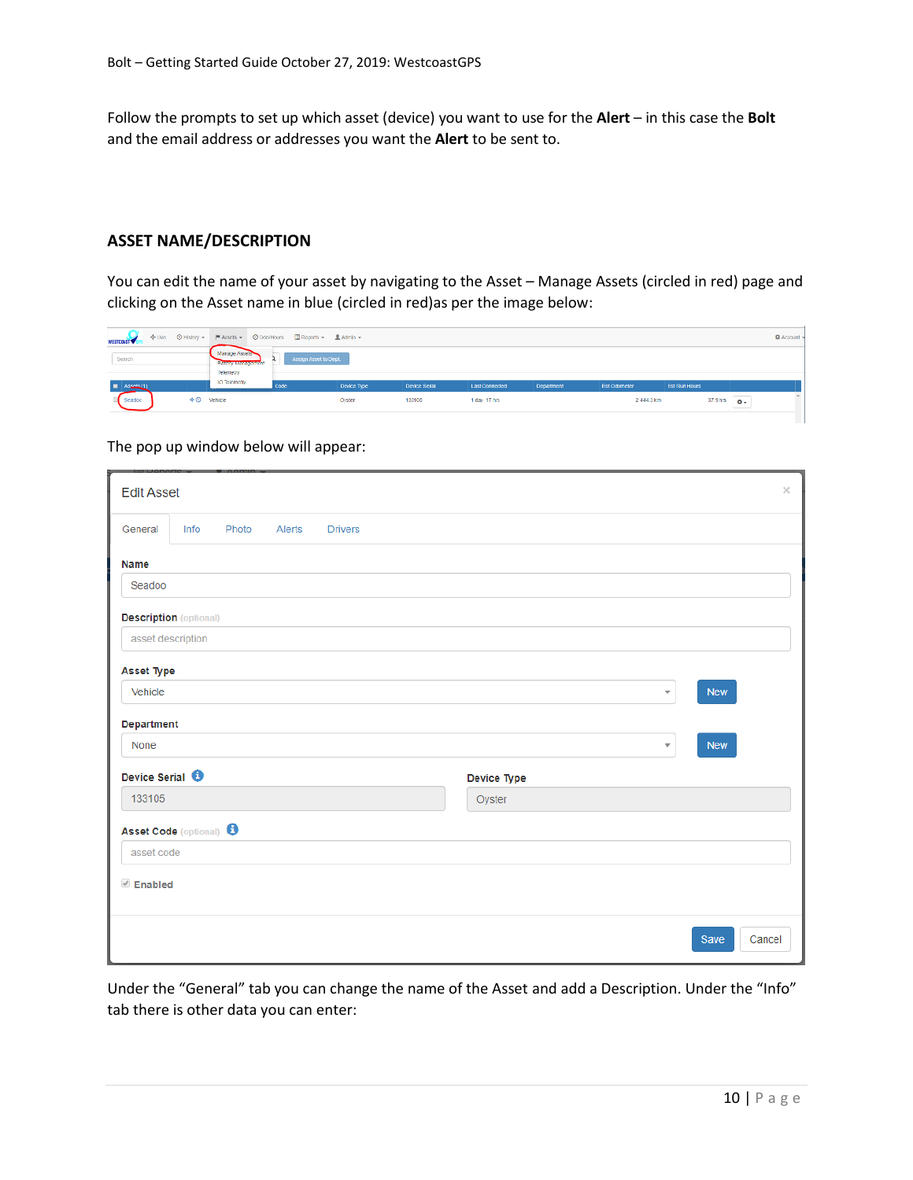Follow the prompts to set up which asset (device) you want to use for the **Alert** – in this case the **Bolt** and the email address or addresses you want the **Alert** to be sent to.

## ASSET NAME/DESCRIPTION

You can edit the name of your asset by navigating to the Asset – Manage Assets (circled in red) page and clicking on the Asset name in blue (circled in red)as per the image below:

The pop up window below will appear:

Under the "General" tab you can change the name of the Asset and add a Description. Under the "Info" tab there is other data you can enter: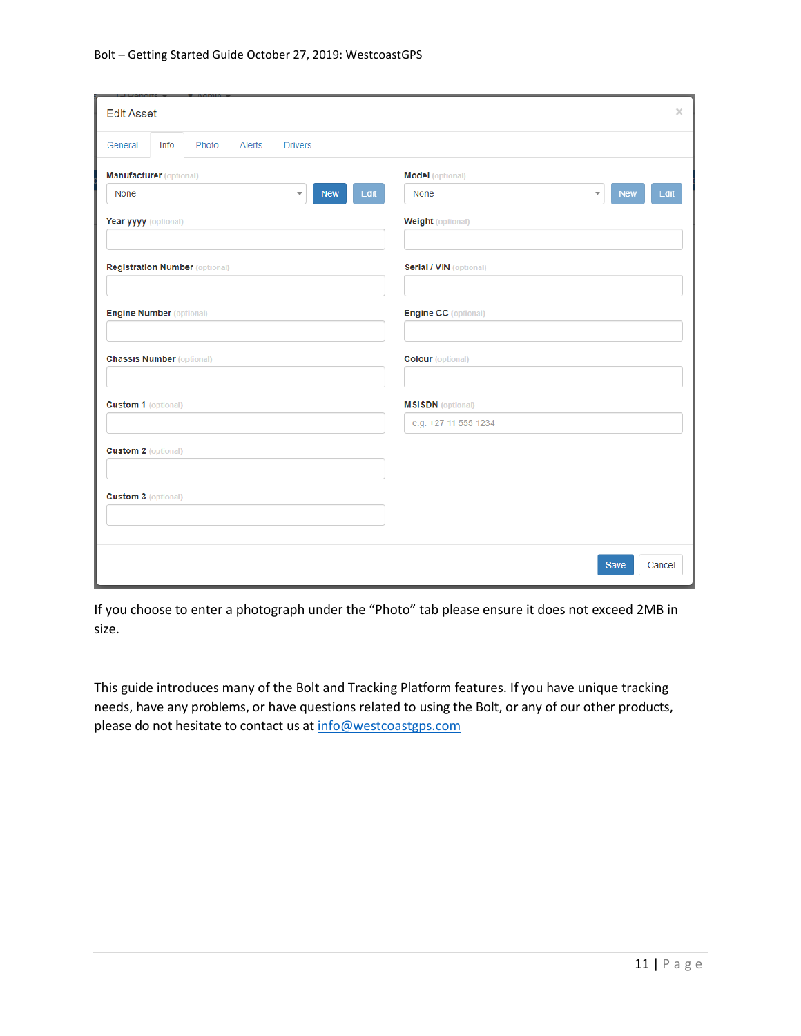Edit Asset

General | Info | Photo | Alerts | Drivers

Manufacturer (optional)
None
New | Edit

Model (optional)
None
New | Edit

Year yyyy (optional)

Weight (optional)

Registration Number (optional)

Serial / VIN (optional)

Engine Number (optional)

Engine CC (optional)

Chassis Number (optional)

Colour (optional)

Custom 1 (optional)

MSISDN (optional)
e.g. +27 11 555 1234

Custom 2 (optional)

Custom 3 (optional)

Save | Cancel

If you choose to enter a photograph under the "Photo" tab please ensure it does not exceed 2MB in size.

This guide introduces many of the Bolt and Tracking Platform features. If you have unique tracking needs, have any problems, or have questions related to using the Bolt, or any of our other products, please do not hesitate to contact us at info@westcoastgps.com